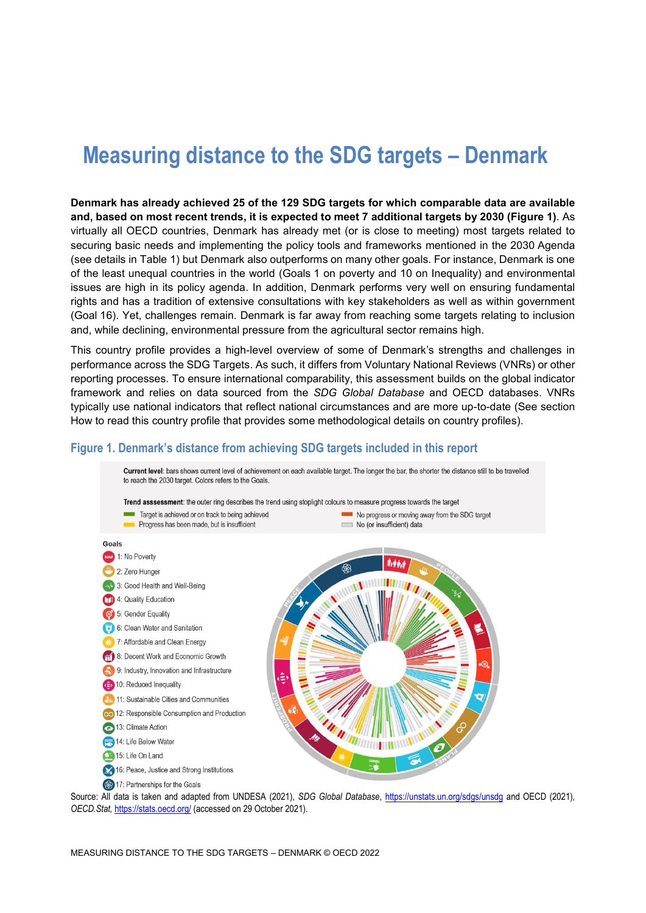# Measuring distance to the SDG targets – Denmark

**Denmark has already achieved 25 of the 129 SDG targets for which comparable data are available and, based on most recent trends, it is expected to meet 7 additional targets by 2030 (Figure 1)**. As virtually all OECD countries, Denmark has already met (or is close to meeting) most targets related to securing basic needs and implementing the policy tools and frameworks mentioned in the 2030 Agenda (see details in Table 1) but Denmark also outperforms on many other goals. For instance, Denmark is one of the least unequal countries in the world (Goals 1 on poverty and 10 on Inequality) and environmental issues are high in its policy agenda. In addition, Denmark performs very well on ensuring fundamental rights and has a tradition of extensive consultations with key stakeholders as well as within government (Goal 16). Yet, challenges remain. Denmark is far away from reaching some targets relating to inclusion and, while declining, environmental pressure from the agricultural sector remains high.

This country profile provides a high-level overview of some of Denmark's strengths and challenges in performance across the SDG Targets. As such, it differs from Voluntary National Reviews (VNRs) or other reporting processes. To ensure international comparability, this assessment builds on the global indicator framework and relies on data sourced from the *SDG Global Database* and OECD databases. VNRs typically use national indicators that reflect national circumstances and are more up-to-date (See section How to read this country profile that provides some methodological details on country profiles).

## Figure 1. Denmark's distance from achieving SDG targets included in this report

**Current level**: bars shows current level of achievement on each available target. The longer the bar, the shorter the distance still to be travelled to reach the 2030 target. Colors refers to the Goals.

**Trend asssessment**: the outer ring describes the trend using stoplight colours to measure progress towards the target

- Target is achieved or on track to being achieved
- Progress has been made, but is insufficient
- No progress or moving away from the SDG target
- No (or insufficient) data

**Goals**

- 1: No Poverty
- 2: Zero Hunger
- 3: Good Health and Well-Being
- 4: Quality Education
- 5: Gender Equality
- 6: Clean Water and Sanitation
- 7: Affordable and Clean Energy
- 8: Decent Work and Economic Growth
- 9: Industry, Innovation and Infrastructure
- 10: Reduced Inequality
- 11: Sustainable Cities and Communities
- 12: Responsible Consumption and Production
- 13: Climate Action
- 14: Life Below Water
- 15: Life On Land
- 16: Peace, Justice and Strong Institutions
- 17: Partnerships for the Goals

Source: All data is taken and adapted from UNDESA (2021), *SDG Global Database*, https://unstats.un.org/sdgs/unsdg and OECD (2021), *OECD.Stat*, https://stats.oecd.org/ (accessed on 29 October 2021).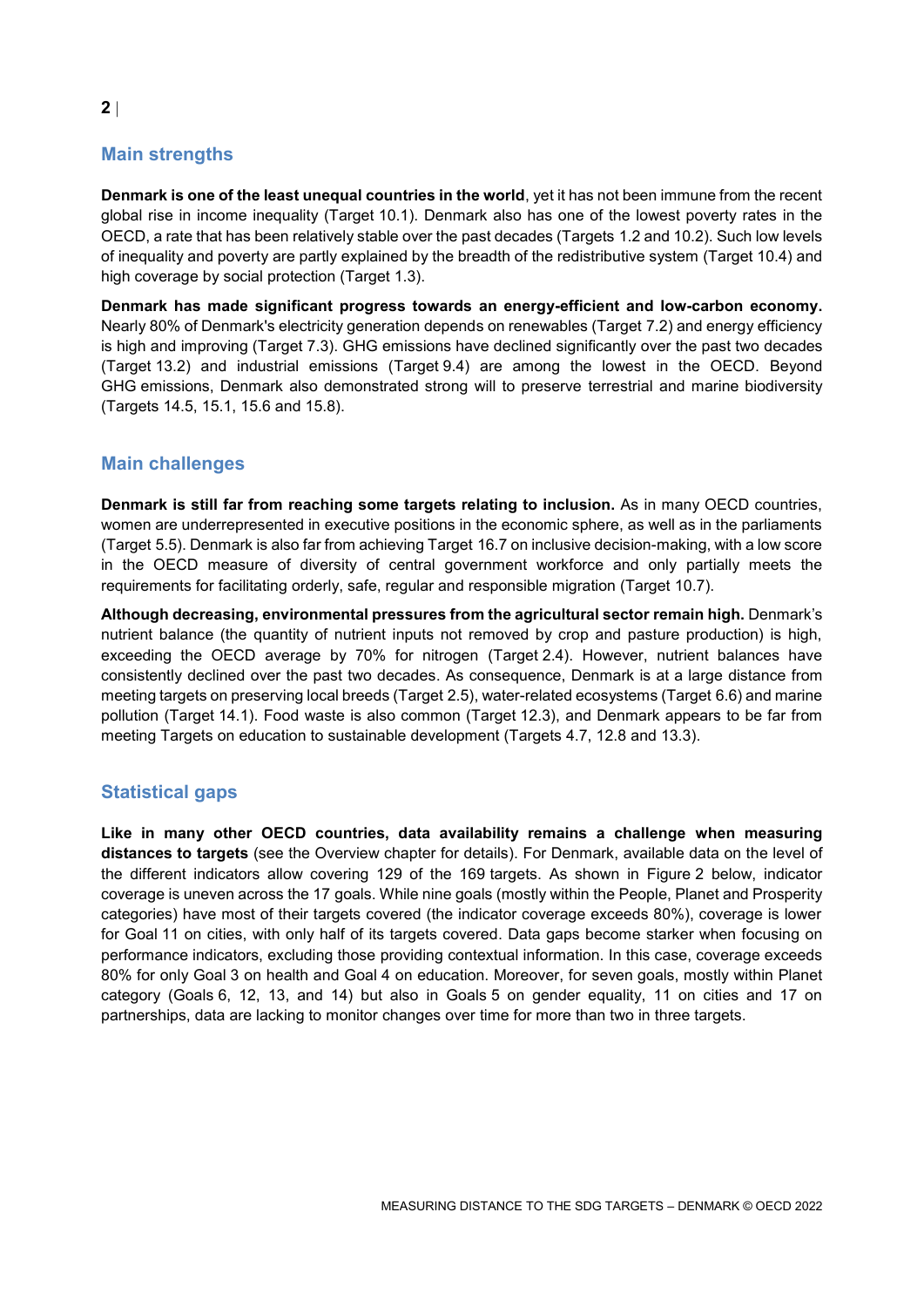## Main strengths

**Denmark is one of the least unequal countries in the world**, yet it has not been immune from the recent global rise in income inequality (Target 10.1). Denmark also has one of the lowest poverty rates in the OECD, a rate that has been relatively stable over the past decades (Targets 1.2 and 10.2). Such low levels of inequality and poverty are partly explained by the breadth of the redistributive system (Target 10.4) and high coverage by social protection (Target 1.3).

**Denmark has made significant progress towards an energy-efficient and low-carbon economy.** Nearly 80% of Denmark's electricity generation depends on renewables (Target 7.2) and energy efficiency is high and improving (Target 7.3). GHG emissions have declined significantly over the past two decades (Target 13.2) and industrial emissions (Target 9.4) are among the lowest in the OECD. Beyond GHG emissions, Denmark also demonstrated strong will to preserve terrestrial and marine biodiversity (Targets 14.5, 15.1, 15.6 and 15.8).

## Main challenges

**Denmark is still far from reaching some targets relating to inclusion.** As in many OECD countries, women are underrepresented in executive positions in the economic sphere, as well as in the parliaments (Target 5.5). Denmark is also far from achieving Target 16.7 on inclusive decision-making, with a low score in the OECD measure of diversity of central government workforce and only partially meets the requirements for facilitating orderly, safe, regular and responsible migration (Target 10.7).

**Although decreasing, environmental pressures from the agricultural sector remain high.** Denmark's nutrient balance (the quantity of nutrient inputs not removed by crop and pasture production) is high, exceeding the OECD average by 70% for nitrogen (Target 2.4). However, nutrient balances have consistently declined over the past two decades. As consequence, Denmark is at a large distance from meeting targets on preserving local breeds (Target 2.5), water-related ecosystems (Target 6.6) and marine pollution (Target 14.1). Food waste is also common (Target 12.3), and Denmark appears to be far from meeting Targets on education to sustainable development (Targets 4.7, 12.8 and 13.3).

## Statistical gaps

**Like in many other OECD countries, data availability remains a challenge when measuring distances to targets** (see the Overview chapter for details). For Denmark, available data on the level of the different indicators allow covering 129 of the 169 targets. As shown in Figure 2 below, indicator coverage is uneven across the 17 goals. While nine goals (mostly within the People, Planet and Prosperity categories) have most of their targets covered (the indicator coverage exceeds 80%), coverage is lower for Goal 11 on cities, with only half of its targets covered. Data gaps become starker when focusing on performance indicators, excluding those providing contextual information. In this case, coverage exceeds 80% for only Goal 3 on health and Goal 4 on education. Moreover, for seven goals, mostly within Planet category (Goals 6, 12, 13, and 14) but also in Goals 5 on gender equality, 11 on cities and 17 on partnerships, data are lacking to monitor changes over time for more than two in three targets.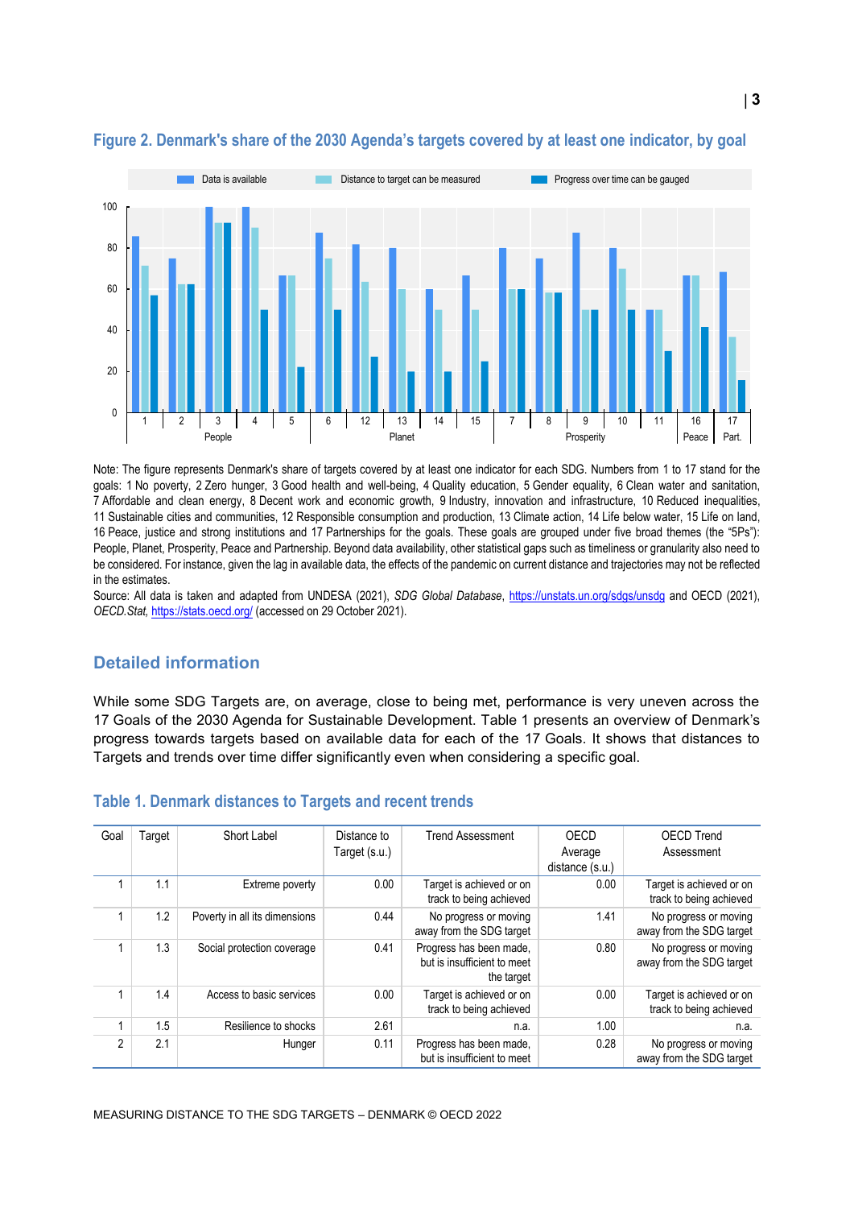### Figure 2. Denmark's share of the 2030 Agenda's targets covered by at least one indicator, by goal

Note: The figure represents Denmark's share of targets covered by at least one indicator for each SDG. Numbers from 1 to 17 stand for the goals: 1 No poverty, 2 Zero hunger, 3 Good health and well-being, 4 Quality education, 5 Gender equality, 6 Clean water and sanitation, 7 Affordable and clean energy, 8 Decent work and economic growth, 9 Industry, innovation and infrastructure, 10 Reduced inequalities, 11 Sustainable cities and communities, 12 Responsible consumption and production, 13 Climate action, 14 Life below water, 15 Life on land, 16 Peace, justice and strong institutions and 17 Partnerships for the goals. These goals are grouped under five broad themes (the "5Ps"): People, Planet, Prosperity, Peace and Partnership. Beyond data availability, other statistical gaps such as timeliness or granularity also need to be considered. For instance, given the lag in available data, the effects of the pandemic on current distance and trajectories may not be reflected in the estimates.

Source: All data is taken and adapted from UNDESA (2021), *SDG Global Database*, https://unstats.un.org/sdgs/unsdg and OECD (2021), *OECD.Stat*, https://stats.oecd.org/ (accessed on 29 October 2021).

## Detailed information

While some SDG Targets are, on average, close to being met, performance is very uneven across the 17 Goals of the 2030 Agenda for Sustainable Development. Table 1 presents an overview of Denmark's progress towards targets based on available data for each of the 17 Goals. It shows that distances to Targets and trends over time differ significantly even when considering a specific goal.

### Table 1. Denmark distances to Targets and recent trends

| Goal | Target | Short Label | Distance to Target (s.u.) | Trend Assessment | OECD Average distance (s.u.) | OECD Trend Assessment |
|---|---|---|---|---|---|---|
| 1 | 1.1 | Extreme poverty | 0.00 | Target is achieved or on track to being achieved | 0.00 | Target is achieved or on track to being achieved |
| 1 | 1.2 | Poverty in all its dimensions | 0.44 | No progress or moving away from the SDG target | 1.41 | No progress or moving away from the SDG target |
| 1 | 1.3 | Social protection coverage | 0.41 | Progress has been made, but is insufficient to meet the target | 0.80 | No progress or moving away from the SDG target |
| 1 | 1.4 | Access to basic services | 0.00 | Target is achieved or on track to being achieved | 0.00 | Target is achieved or on track to being achieved |
| 1 | 1.5 | Resilience to shocks | 2.61 | n.a. | 1.00 | n.a. |
| 2 | 2.1 | Hunger | 0.11 | Progress has been made, but is insufficient to meet | 0.28 | No progress or moving away from the SDG target |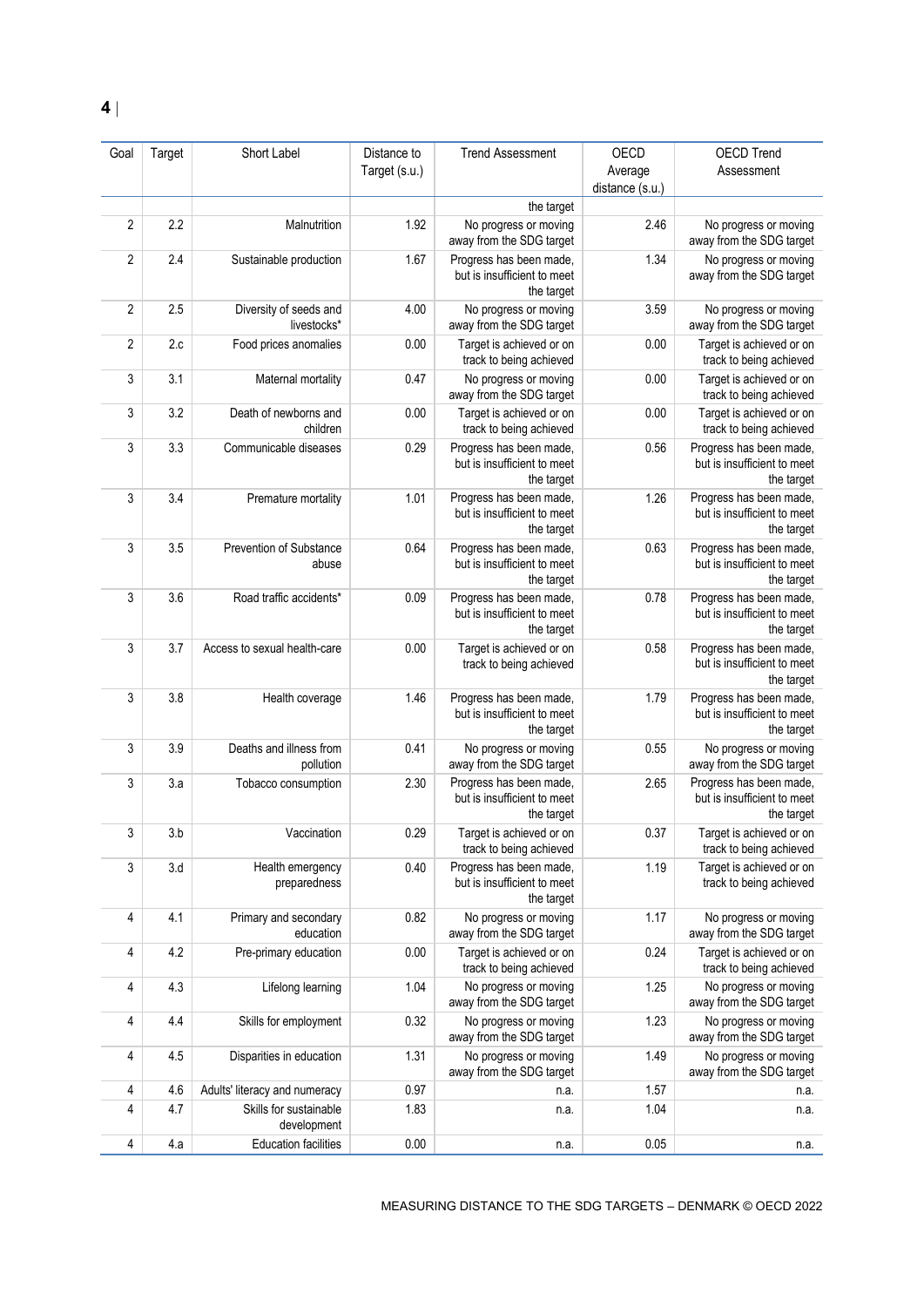| Goal | Target | Short Label | Distance to Target (s.u.) | Trend Assessment | OECD Average distance (s.u.) | OECD Trend Assessment |
|---|---|---|---|---|---|---|
| | | | | the target | | |
| 2 | 2.2 | Malnutrition | 1.92 | No progress or moving away from the SDG target | 2.46 | No progress or moving away from the SDG target |
| 2 | 2.4 | Sustainable production | 1.67 | Progress has been made, but is insufficient to meet the target | 1.34 | No progress or moving away from the SDG target |
| 2 | 2.5 | Diversity of seeds and livestocks* | 4.00 | No progress or moving away from the SDG target | 3.59 | No progress or moving away from the SDG target |
| 2 | 2.c | Food prices anomalies | 0.00 | Target is achieved or on track to being achieved | 0.00 | Target is achieved or on track to being achieved |
| 3 | 3.1 | Maternal mortality | 0.47 | No progress or moving away from the SDG target | 0.00 | Target is achieved or on track to being achieved |
| 3 | 3.2 | Death of newborns and children | 0.00 | Target is achieved or on track to being achieved | 0.00 | Target is achieved or on track to being achieved |
| 3 | 3.3 | Communicable diseases | 0.29 | Progress has been made, but is insufficient to meet the target | 0.56 | Progress has been made, but is insufficient to meet the target |
| 3 | 3.4 | Premature mortality | 1.01 | Progress has been made, but is insufficient to meet the target | 1.26 | Progress has been made, but is insufficient to meet the target |
| 3 | 3.5 | Prevention of Substance abuse | 0.64 | Progress has been made, but is insufficient to meet the target | 0.63 | Progress has been made, but is insufficient to meet the target |
| 3 | 3.6 | Road traffic accidents* | 0.09 | Progress has been made, but is insufficient to meet the target | 0.78 | Progress has been made, but is insufficient to meet the target |
| 3 | 3.7 | Access to sexual health-care | 0.00 | Target is achieved or on track to being achieved | 0.58 | Progress has been made, but is insufficient to meet the target |
| 3 | 3.8 | Health coverage | 1.46 | Progress has been made, but is insufficient to meet the target | 1.79 | Progress has been made, but is insufficient to meet the target |
| 3 | 3.9 | Deaths and illness from pollution | 0.41 | No progress or moving away from the SDG target | 0.55 | No progress or moving away from the SDG target |
| 3 | 3.a | Tobacco consumption | 2.30 | Progress has been made, but is insufficient to meet the target | 2.65 | Progress has been made, but is insufficient to meet the target |
| 3 | 3.b | Vaccination | 0.29 | Target is achieved or on track to being achieved | 0.37 | Target is achieved or on track to being achieved |
| 3 | 3.d | Health emergency preparedness | 0.40 | Progress has been made, but is insufficient to meet the target | 1.19 | Target is achieved or on track to being achieved |
| 4 | 4.1 | Primary and secondary education | 0.82 | No progress or moving away from the SDG target | 1.17 | No progress or moving away from the SDG target |
| 4 | 4.2 | Pre-primary education | 0.00 | Target is achieved or on track to being achieved | 0.24 | Target is achieved or on track to being achieved |
| 4 | 4.3 | Lifelong learning | 1.04 | No progress or moving away from the SDG target | 1.25 | No progress or moving away from the SDG target |
| 4 | 4.4 | Skills for employment | 0.32 | No progress or moving away from the SDG target | 1.23 | No progress or moving away from the SDG target |
| 4 | 4.5 | Disparities in education | 1.31 | No progress or moving away from the SDG target | 1.49 | No progress or moving away from the SDG target |
| 4 | 4.6 | Adults' literacy and numeracy | 0.97 | n.a. | 1.57 | n.a. |
| 4 | 4.7 | Skills for sustainable development | 1.83 | n.a. | 1.04 | n.a. |
| 4 | 4.a | Education facilities | 0.00 | n.a. | 0.05 | n.a. |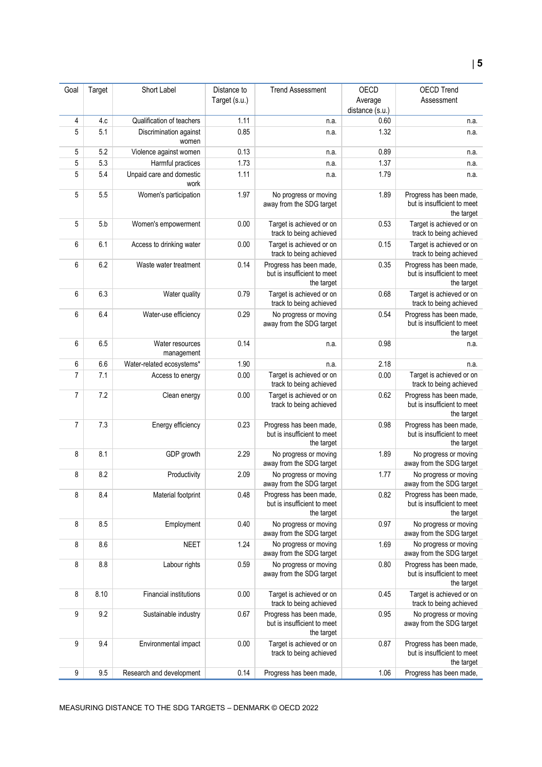| Goal | Target | Short Label | Distance to Target (s.u.) | Trend Assessment | OECD Average distance (s.u.) | OECD Trend Assessment |
|---|---|---|---|---|---|---|
| 4 | 4.c | Qualification of teachers | 1.11 | n.a. | 0.60 | n.a. |
| 5 | 5.1 | Discrimination against women | 0.85 | n.a. | 1.32 | n.a. |
| 5 | 5.2 | Violence against women | 0.13 | n.a. | 0.89 | n.a. |
| 5 | 5.3 | Harmful practices | 1.73 | n.a. | 1.37 | n.a. |
| 5 | 5.4 | Unpaid care and domestic work | 1.11 | n.a. | 1.79 | n.a. |
| 5 | 5.5 | Women's participation | 1.97 | No progress or moving away from the SDG target | 1.89 | Progress has been made, but is insufficient to meet the target |
| 5 | 5.b | Women's empowerment | 0.00 | Target is achieved or on track to being achieved | 0.53 | Target is achieved or on track to being achieved |
| 6 | 6.1 | Access to drinking water | 0.00 | Target is achieved or on track to being achieved | 0.15 | Target is achieved or on track to being achieved |
| 6 | 6.2 | Waste water treatment | 0.14 | Progress has been made, but is insufficient to meet the target | 0.35 | Progress has been made, but is insufficient to meet the target |
| 6 | 6.3 | Water quality | 0.79 | Target is achieved or on track to being achieved | 0.68 | Target is achieved or on track to being achieved |
| 6 | 6.4 | Water-use efficiency | 0.29 | No progress or moving away from the SDG target | 0.54 | Progress has been made, but is insufficient to meet the target |
| 6 | 6.5 | Water resources management | 0.14 | n.a. | 0.98 | n.a. |
| 6 | 6.6 | Water-related ecosystems* | 1.90 | n.a. | 2.18 | n.a. |
| 7 | 7.1 | Access to energy | 0.00 | Target is achieved or on track to being achieved | 0.00 | Target is achieved or on track to being achieved |
| 7 | 7.2 | Clean energy | 0.00 | Target is achieved or on track to being achieved | 0.62 | Progress has been made, but is insufficient to meet the target |
| 7 | 7.3 | Energy efficiency | 0.23 | Progress has been made, but is insufficient to meet the target | 0.98 | Progress has been made, but is insufficient to meet the target |
| 8 | 8.1 | GDP growth | 2.29 | No progress or moving away from the SDG target | 1.89 | No progress or moving away from the SDG target |
| 8 | 8.2 | Productivity | 2.09 | No progress or moving away from the SDG target | 1.77 | No progress or moving away from the SDG target |
| 8 | 8.4 | Material footprint | 0.48 | Progress has been made, but is insufficient to meet the target | 0.82 | Progress has been made, but is insufficient to meet the target |
| 8 | 8.5 | Employment | 0.40 | No progress or moving away from the SDG target | 0.97 | No progress or moving away from the SDG target |
| 8 | 8.6 | NEET | 1.24 | No progress or moving away from the SDG target | 1.69 | No progress or moving away from the SDG target |
| 8 | 8.8 | Labour rights | 0.59 | No progress or moving away from the SDG target | 0.80 | Progress has been made, but is insufficient to meet the target |
| 8 | 8.10 | Financial institutions | 0.00 | Target is achieved or on track to being achieved | 0.45 | Target is achieved or on track to being achieved |
| 9 | 9.2 | Sustainable industry | 0.67 | Progress has been made, but is insufficient to meet the target | 0.95 | No progress or moving away from the SDG target |
| 9 | 9.4 | Environmental impact | 0.00 | Target is achieved or on track to being achieved | 0.87 | Progress has been made, but is insufficient to meet the target |
| 9 | 9.5 | Research and development | 0.14 | Progress has been made, | 1.06 | Progress has been made, |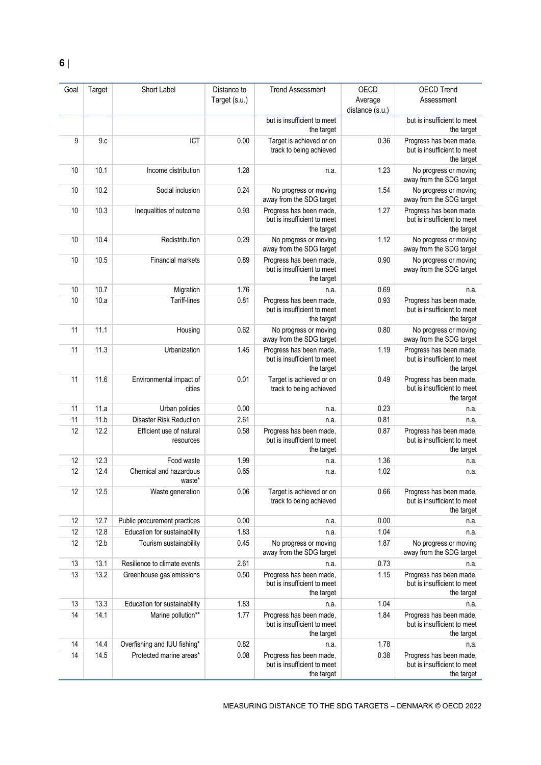| Goal | Target | Short Label | Distance to Target (s.u.) | Trend Assessment | OECD Average distance (s.u.) | OECD Trend Assessment |
|---|---|---|---|---|---|---|
| | | | | but is insufficient to meet the target | | but is insufficient to meet the target |
| 9 | 9.c | ICT | 0.00 | Target is achieved or on track to being achieved | 0.36 | Progress has been made, but is insufficient to meet the target |
| 10 | 10.1 | Income distribution | 1.28 | n.a. | 1.23 | No progress or moving away from the SDG target |
| 10 | 10.2 | Social inclusion | 0.24 | No progress or moving away from the SDG target | 1.54 | No progress or moving away from the SDG target |
| 10 | 10.3 | Inequalities of outcome | 0.93 | Progress has been made, but is insufficient to meet the target | 1.27 | Progress has been made, but is insufficient to meet the target |
| 10 | 10.4 | Redistribution | 0.29 | No progress or moving away from the SDG target | 1.12 | No progress or moving away from the SDG target |
| 10 | 10.5 | Financial markets | 0.89 | Progress has been made, but is insufficient to meet the target | 0.90 | No progress or moving away from the SDG target |
| 10 | 10.7 | Migration | 1.76 | n.a. | 0.69 | n.a. |
| 10 | 10.a | Tariff-lines | 0.81 | Progress has been made, but is insufficient to meet the target | 0.93 | Progress has been made, but is insufficient to meet the target |
| 11 | 11.1 | Housing | 0.62 | No progress or moving away from the SDG target | 0.80 | No progress or moving away from the SDG target |
| 11 | 11.3 | Urbanization | 1.45 | Progress has been made, but is insufficient to meet the target | 1.19 | Progress has been made, but is insufficient to meet the target |
| 11 | 11.6 | Environmental impact of cities | 0.01 | Target is achieved or on track to being achieved | 0.49 | Progress has been made, but is insufficient to meet the target |
| 11 | 11.a | Urban policies | 0.00 | n.a. | 0.23 | n.a. |
| 11 | 11.b | Disaster Risk Reduction | 2.61 | n.a. | 0.81 | n.a. |
| 12 | 12.2 | Efficient use of natural resources | 0.58 | Progress has been made, but is insufficient to meet the target | 0.87 | Progress has been made, but is insufficient to meet the target |
| 12 | 12.3 | Food waste | 1.99 | n.a. | 1.36 | n.a. |
| 12 | 12.4 | Chemical and hazardous waste* | 0.65 | n.a. | 1.02 | n.a. |
| 12 | 12.5 | Waste generation | 0.06 | Target is achieved or on track to being achieved | 0.66 | Progress has been made, but is insufficient to meet the target |
| 12 | 12.7 | Public procurement practices | 0.00 | n.a. | 0.00 | n.a. |
| 12 | 12.8 | Education for sustainability | 1.83 | n.a. | 1.04 | n.a. |
| 12 | 12.b | Tourism sustainability | 0.45 | No progress or moving away from the SDG target | 1.87 | No progress or moving away from the SDG target |
| 13 | 13.1 | Resilience to climate events | 2.61 | n.a. | 0.73 | n.a. |
| 13 | 13.2 | Greenhouse gas emissions | 0.50 | Progress has been made, but is insufficient to meet the target | 1.15 | Progress has been made, but is insufficient to meet the target |
| 13 | 13.3 | Education for sustainability | 1.83 | n.a. | 1.04 | n.a. |
| 14 | 14.1 | Marine pollution** | 1.77 | Progress has been made, but is insufficient to meet the target | 1.84 | Progress has been made, but is insufficient to meet the target |
| 14 | 14.4 | Overfishing and IUU fishing* | 0.82 | n.a. | 1.78 | n.a. |
| 14 | 14.5 | Protected marine areas* | 0.08 | Progress has been made, but is insufficient to meet the target | 0.38 | Progress has been made, but is insufficient to meet the target |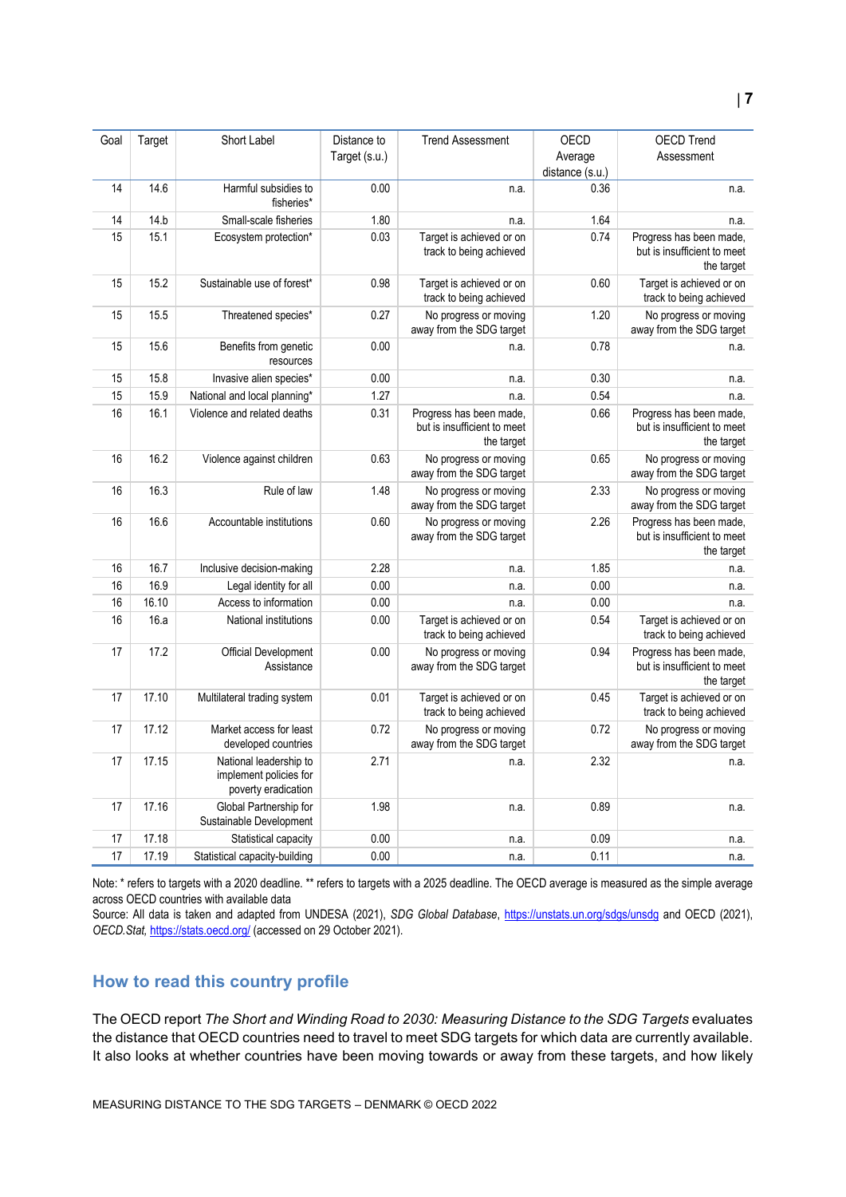| Goal | Target | Short Label | Distance to Target (s.u.) | Trend Assessment | OECD Average distance (s.u.) | OECD Trend Assessment |
|---|---|---|---|---|---|---|
| 14 | 14.6 | Harmful subsidies to fisheries* | 0.00 | n.a. | 0.36 | n.a. |
| 14 | 14.b | Small-scale fisheries | 1.80 | n.a. | 1.64 | n.a. |
| 15 | 15.1 | Ecosystem protection* | 0.03 | Target is achieved or on track to being achieved | 0.74 | Progress has been made, but is insufficient to meet the target |
| 15 | 15.2 | Sustainable use of forest* | 0.98 | Target is achieved or on track to being achieved | 0.60 | Target is achieved or on track to being achieved |
| 15 | 15.5 | Threatened species* | 0.27 | No progress or moving away from the SDG target | 1.20 | No progress or moving away from the SDG target |
| 15 | 15.6 | Benefits from genetic resources | 0.00 | n.a. | 0.78 | n.a. |
| 15 | 15.8 | Invasive alien species* | 0.00 | n.a. | 0.30 | n.a. |
| 15 | 15.9 | National and local planning* | 1.27 | n.a. | 0.54 | n.a. |
| 16 | 16.1 | Violence and related deaths | 0.31 | Progress has been made, but is insufficient to meet the target | 0.66 | Progress has been made, but is insufficient to meet the target |
| 16 | 16.2 | Violence against children | 0.63 | No progress or moving away from the SDG target | 0.65 | No progress or moving away from the SDG target |
| 16 | 16.3 | Rule of law | 1.48 | No progress or moving away from the SDG target | 2.33 | No progress or moving away from the SDG target |
| 16 | 16.6 | Accountable institutions | 0.60 | No progress or moving away from the SDG target | 2.26 | Progress has been made, but is insufficient to meet the target |
| 16 | 16.7 | Inclusive decision-making | 2.28 | n.a. | 1.85 | n.a. |
| 16 | 16.9 | Legal identity for all | 0.00 | n.a. | 0.00 | n.a. |
| 16 | 16.10 | Access to information | 0.00 | n.a. | 0.00 | n.a. |
| 16 | 16.a | National institutions | 0.00 | Target is achieved or on track to being achieved | 0.54 | Target is achieved or on track to being achieved |
| 17 | 17.2 | Official Development Assistance | 0.00 | No progress or moving away from the SDG target | 0.94 | Progress has been made, but is insufficient to meet the target |
| 17 | 17.10 | Multilateral trading system | 0.01 | Target is achieved or on track to being achieved | 0.45 | Target is achieved or on track to being achieved |
| 17 | 17.12 | Market access for least developed countries | 0.72 | No progress or moving away from the SDG target | 0.72 | No progress or moving away from the SDG target |
| 17 | 17.15 | National leadership to implement policies for poverty eradication | 2.71 | n.a. | 2.32 | n.a. |
| 17 | 17.16 | Global Partnership for Sustainable Development | 1.98 | n.a. | 0.89 | n.a. |
| 17 | 17.18 | Statistical capacity | 0.00 | n.a. | 0.09 | n.a. |
| 17 | 17.19 | Statistical capacity-building | 0.00 | n.a. | 0.11 | n.a. |

Note: * refers to targets with a 2020 deadline. ** refers to targets with a 2025 deadline. The OECD average is measured as the simple average across OECD countries with available data

Source: All data is taken and adapted from UNDESA (2021), *SDG Global Database*, https://unstats.un.org/sdgs/unsdg and OECD (2021), *OECD.Stat*, https://stats.oecd.org/ (accessed on 29 October 2021).

## How to read this country profile

The OECD report *The Short and Winding Road to 2030: Measuring Distance to the SDG Targets* evaluates the distance that OECD countries need to travel to meet SDG targets for which data are currently available. It also looks at whether countries have been moving towards or away from these targets, and how likely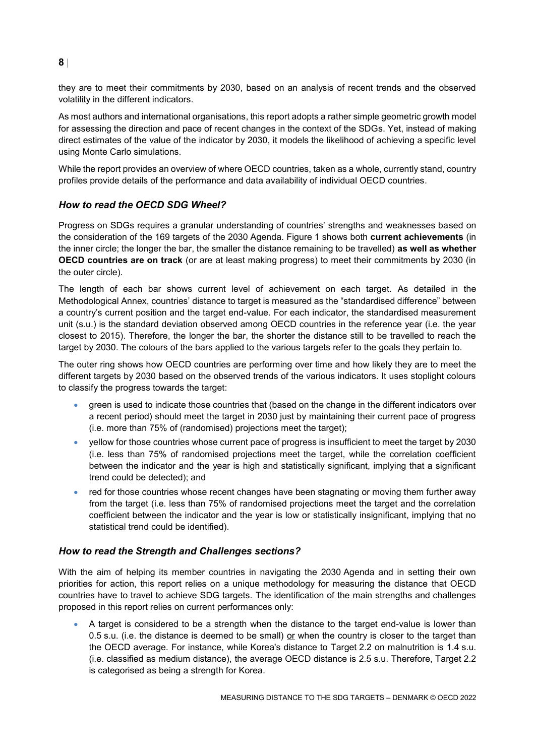they are to meet their commitments by 2030, based on an analysis of recent trends and the observed volatility in the different indicators.

As most authors and international organisations, this report adopts a rather simple geometric growth model for assessing the direction and pace of recent changes in the context of the SDGs. Yet, instead of making direct estimates of the value of the indicator by 2030, it models the likelihood of achieving a specific level using Monte Carlo simulations.

While the report provides an overview of where OECD countries, taken as a whole, currently stand, country profiles provide details of the performance and data availability of individual OECD countries.

### *How to read the OECD SDG Wheel?*

Progress on SDGs requires a granular understanding of countries' strengths and weaknesses based on the consideration of the 169 targets of the 2030 Agenda. Figure 1 shows both **current achievements** (in the inner circle; the longer the bar, the smaller the distance remaining to be travelled) **as well as whether OECD countries are on track** (or are at least making progress) to meet their commitments by 2030 (in the outer circle).

The length of each bar shows current level of achievement on each target. As detailed in the Methodological Annex, countries' distance to target is measured as the "standardised difference" between a country's current position and the target end-value. For each indicator, the standardised measurement unit (s.u.) is the standard deviation observed among OECD countries in the reference year (i.e. the year closest to 2015). Therefore, the longer the bar, the shorter the distance still to be travelled to reach the target by 2030. The colours of the bars applied to the various targets refer to the goals they pertain to.

The outer ring shows how OECD countries are performing over time and how likely they are to meet the different targets by 2030 based on the observed trends of the various indicators. It uses stoplight colours to classify the progress towards the target:

- green is used to indicate those countries that (based on the change in the different indicators over a recent period) should meet the target in 2030 just by maintaining their current pace of progress (i.e. more than 75% of (randomised) projections meet the target);
- yellow for those countries whose current pace of progress is insufficient to meet the target by 2030 (i.e. less than 75% of randomised projections meet the target, while the correlation coefficient between the indicator and the year is high and statistically significant, implying that a significant trend could be detected); and
- red for those countries whose recent changes have been stagnating or moving them further away from the target (i.e. less than 75% of randomised projections meet the target and the correlation coefficient between the indicator and the year is low or statistically insignificant, implying that no statistical trend could be identified).

### *How to read the Strength and Challenges sections?*

With the aim of helping its member countries in navigating the 2030 Agenda and in setting their own priorities for action, this report relies on a unique methodology for measuring the distance that OECD countries have to travel to achieve SDG targets. The identification of the main strengths and challenges proposed in this report relies on current performances only:

- A target is considered to be a strength when the distance to the target end-value is lower than 0.5 s.u. (i.e. the distance is deemed to be small) or when the country is closer to the target than the OECD average. For instance, while Korea's distance to Target 2.2 on malnutrition is 1.4 s.u. (i.e. classified as medium distance), the average OECD distance is 2.5 s.u. Therefore, Target 2.2 is categorised as being a strength for Korea.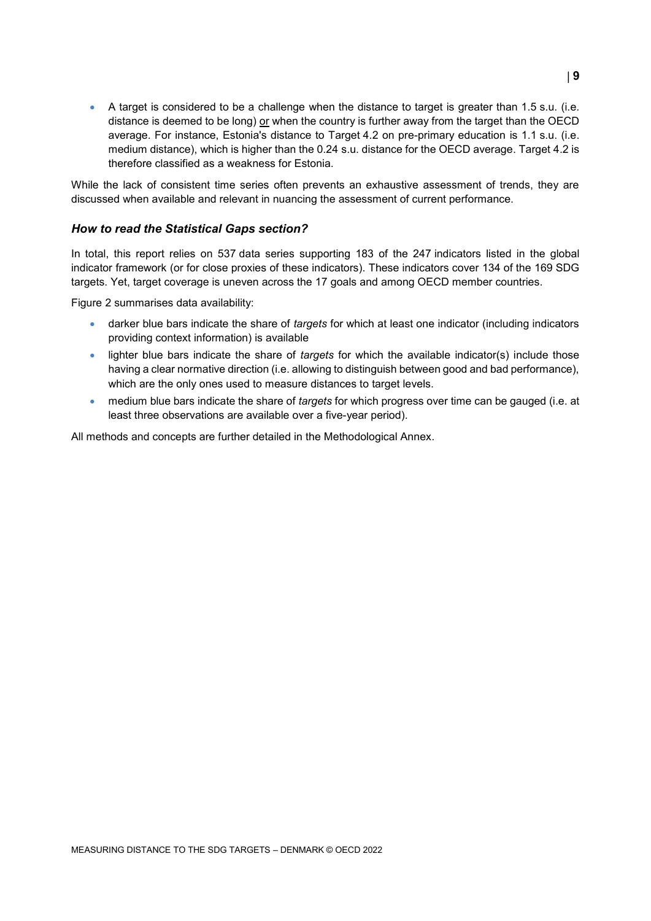- A target is considered to be a challenge when the distance to target is greater than 1.5 s.u. (i.e. distance is deemed to be long) or when the country is further away from the target than the OECD average. For instance, Estonia's distance to Target 4.2 on pre-primary education is 1.1 s.u. (i.e. medium distance), which is higher than the 0.24 s.u. distance for the OECD average. Target 4.2 is therefore classified as a weakness for Estonia.

While the lack of consistent time series often prevents an exhaustive assessment of trends, they are discussed when available and relevant in nuancing the assessment of current performance.

### *How to read the Statistical Gaps section?*

In total, this report relies on 537 data series supporting 183 of the 247 indicators listed in the global indicator framework (or for close proxies of these indicators). These indicators cover 134 of the 169 SDG targets. Yet, target coverage is uneven across the 17 goals and among OECD member countries.

Figure 2 summarises data availability:

- darker blue bars indicate the share of *targets* for which at least one indicator (including indicators providing context information) is available
- lighter blue bars indicate the share of *targets* for which the available indicator(s) include those having a clear normative direction (i.e. allowing to distinguish between good and bad performance), which are the only ones used to measure distances to target levels.
- medium blue bars indicate the share of *targets* for which progress over time can be gauged (i.e. at least three observations are available over a five-year period).

All methods and concepts are further detailed in the Methodological Annex.